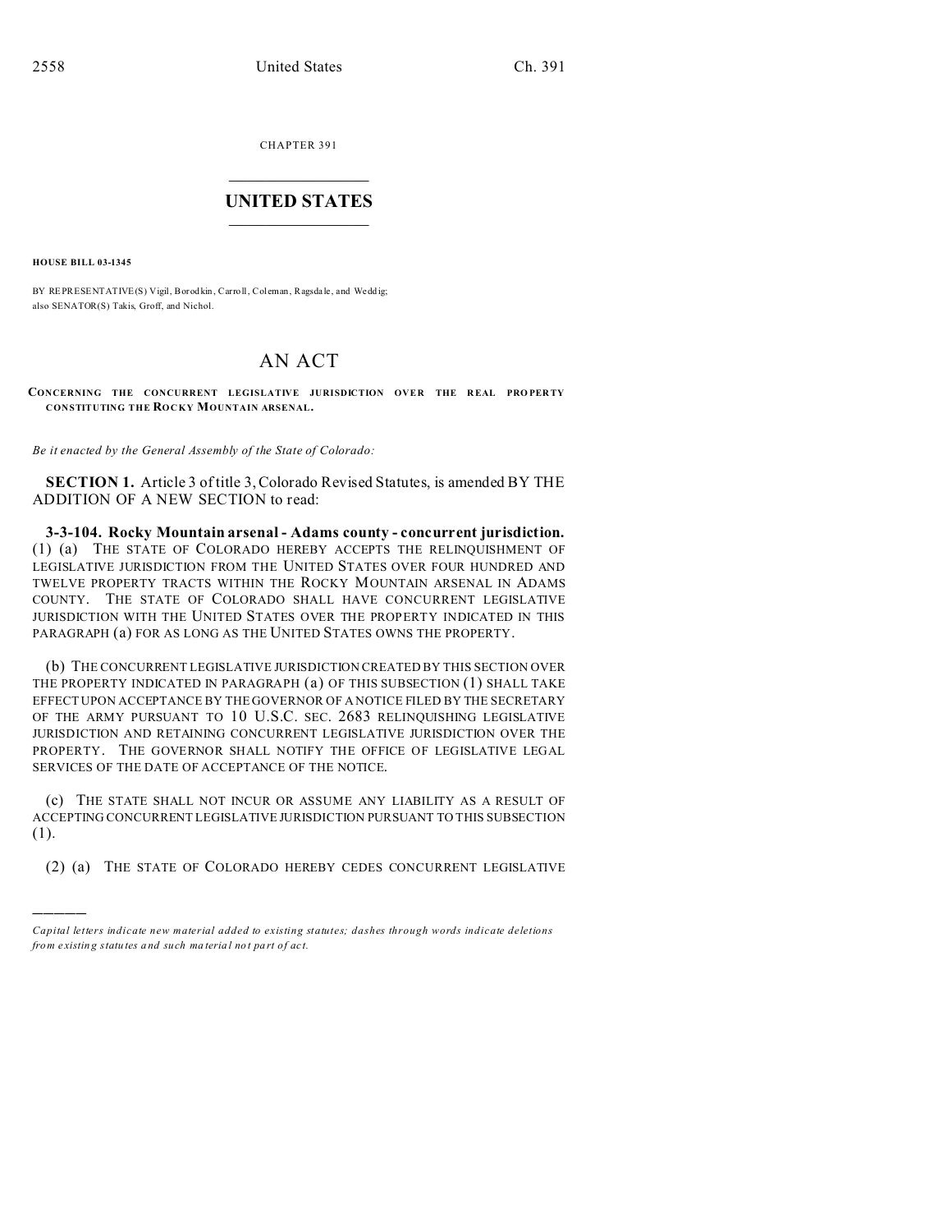CHAPTER 391

# UNITED STATES

**HOUSE BILL 03-1345**

BY REPRESENTATIVE(S) Vigil, Borodkin, Carroll, Coleman, Ragsdale, and Weddig;
also SENATOR(S) Takis, Groff, and Nichol.

# AN ACT

**CONCERNING THE CONCURRENT LEGISLATIVE JURISDICTION OVER THE REAL PROPERTY CONSTITUTING THE ROCKY MOUNTAIN ARSENAL.**

*Be it enacted by the General Assembly of the State of Colorado:*

**SECTION 1.** Article 3 of title 3, Colorado Revised Statutes, is amended BY THE ADDITION OF A NEW SECTION to read:

**3-3-104. Rocky Mountain arsenal - Adams county - concurrent jurisdiction.** (1) (a) THE STATE OF COLORADO HEREBY ACCEPTS THE RELINQUISHMENT OF LEGISLATIVE JURISDICTION FROM THE UNITED STATES OVER FOUR HUNDRED AND TWELVE PROPERTY TRACTS WITHIN THE ROCKY MOUNTAIN ARSENAL IN ADAMS COUNTY. THE STATE OF COLORADO SHALL HAVE CONCURRENT LEGISLATIVE JURISDICTION WITH THE UNITED STATES OVER THE PROPERTY INDICATED IN THIS PARAGRAPH (a) FOR AS LONG AS THE UNITED STATES OWNS THE PROPERTY.

(b) THE CONCURRENT LEGISLATIVE JURISDICTION CREATED BY THIS SECTION OVER THE PROPERTY INDICATED IN PARAGRAPH (a) OF THIS SUBSECTION (1) SHALL TAKE EFFECT UPON ACCEPTANCE BY THE GOVERNOR OF A NOTICE FILED BY THE SECRETARY OF THE ARMY PURSUANT TO 10 U.S.C. SEC. 2683 RELINQUISHING LEGISLATIVE JURISDICTION AND RETAINING CONCURRENT LEGISLATIVE JURISDICTION OVER THE PROPERTY. THE GOVERNOR SHALL NOTIFY THE OFFICE OF LEGISLATIVE LEGAL SERVICES OF THE DATE OF ACCEPTANCE OF THE NOTICE.

(c) THE STATE SHALL NOT INCUR OR ASSUME ANY LIABILITY AS A RESULT OF ACCEPTING CONCURRENT LEGISLATIVE JURISDICTION PURSUANT TO THIS SUBSECTION (1).

(2) (a) THE STATE OF COLORADO HEREBY CEDES CONCURRENT LEGISLATIVE

---

*Capital letters indicate new material added to existing statutes; dashes through words indicate deletions from existing statutes and such material not part of act.*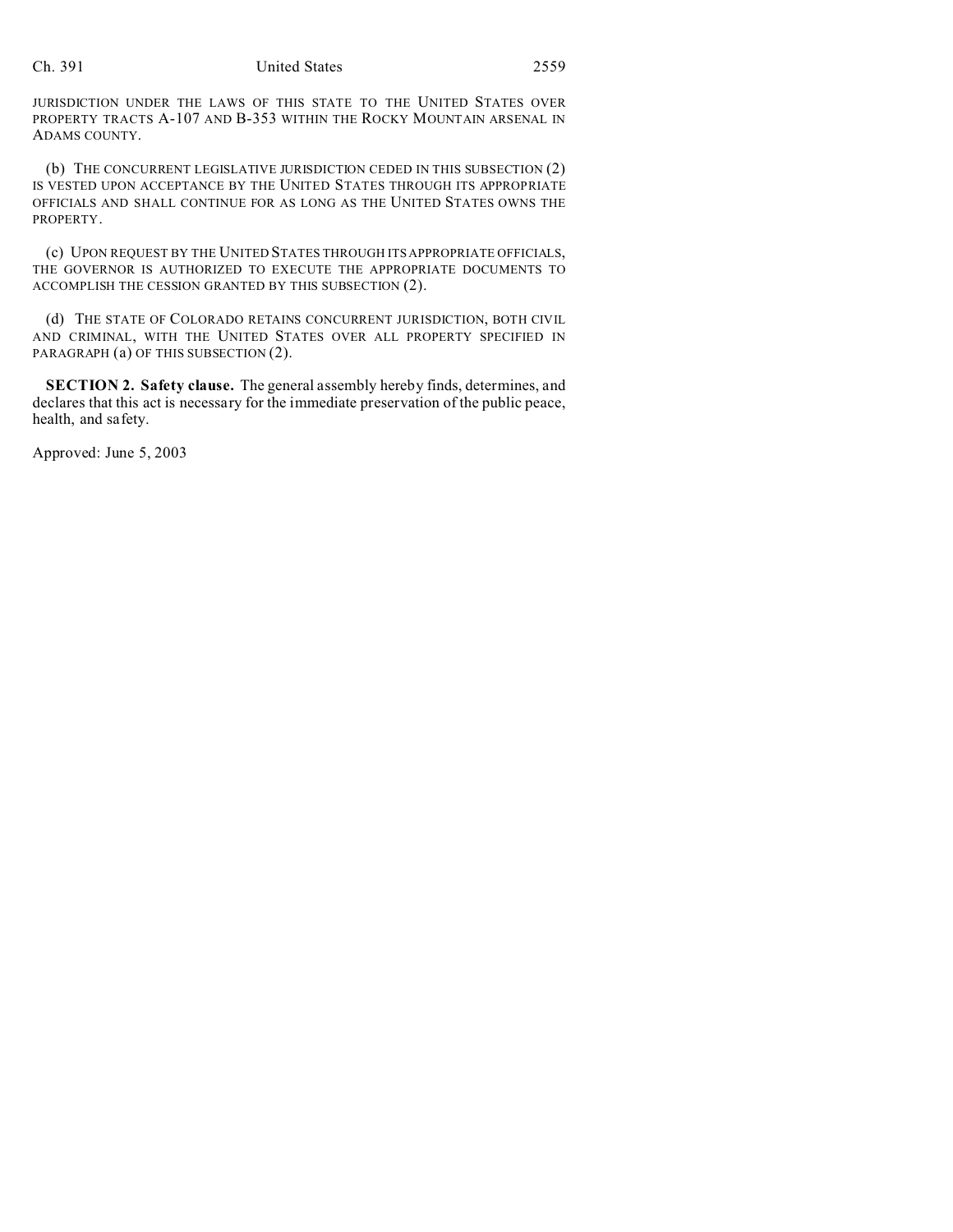JURISDICTION UNDER THE LAWS OF THIS STATE TO THE UNITED STATES OVER PROPERTY TRACTS A-107 AND B-353 WITHIN THE ROCKY MOUNTAIN ARSENAL IN ADAMS COUNTY.

(b) THE CONCURRENT LEGISLATIVE JURISDICTION CEDED IN THIS SUBSECTION (2) IS VESTED UPON ACCEPTANCE BY THE UNITED STATES THROUGH ITS APPROPRIATE OFFICIALS AND SHALL CONTINUE FOR AS LONG AS THE UNITED STATES OWNS THE PROPERTY.

(c) UPON REQUEST BY THE UNITED STATES THROUGH ITS APPROPRIATE OFFICIALS, THE GOVERNOR IS AUTHORIZED TO EXECUTE THE APPROPRIATE DOCUMENTS TO ACCOMPLISH THE CESSION GRANTED BY THIS SUBSECTION (2).

(d) THE STATE OF COLORADO RETAINS CONCURRENT JURISDICTION, BOTH CIVIL AND CRIMINAL, WITH THE UNITED STATES OVER ALL PROPERTY SPECIFIED IN PARAGRAPH (a) OF THIS SUBSECTION (2).

**SECTION 2. Safety clause.** The general assembly hereby finds, determines, and declares that this act is necessary for the immediate preservation of the public peace, health, and safety.

Approved: June 5, 2003